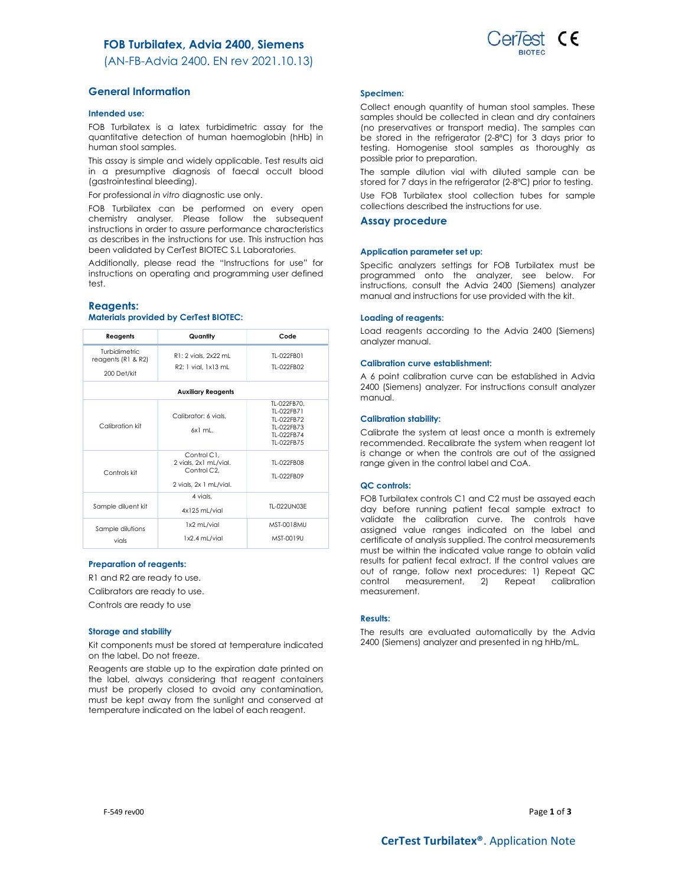# FOB Turbilatex, Advia 2400, Siemens

(AN-FB-Advia 2400. EN rev 2021.10.13)

## General Information

### Intended use:

FOB Turbilatex is a latex turbidimetric assay for the quantitative detection of human haemoglobin (hHb) in human stool samples.

This assay is simple and widely applicable. Test results aid in a presumptive diagnosis of faecal occult blood (gastrointestinal bleeding).

For professional *in vitro* diagnostic use only.

FOB Turbilatex can be performed on every open chemistry analyser. Please follow the subsequent instructions in order to assure performance characteristics as describes in the instructions for use. This instruction has been validated by CerTest BIOTEC S.L Laboratories.

Additionally, please read the "Instructions for use" for instructions on operating and programming user defined test.

## Reagents:

### Materials provided by CerTest BIOTEC:

| Reagents | Quantity | Code |
|---|---|---|
| Turbidimetric reagents (R1 & R2) 200 Det/kit | R1: 2 vials, 2x22 mL<br>R2: 1 vial, 1x13 mL | TL-022FB01<br>TL-022FB02 |
| **Auxiliary Reagents** | | |
| Calibration kit | Calibrator: 6 vials, 6x1 mL. | TL-022FB70, TL-022FB71 TL-022FB72 TL-022FB73 TL-022FB74 TL-022FB75 |
| Controls kit | Control C1, 2 vials, 2x1 mL/vial. Control C2, 2 vials, 2x 1 mL/vial. | TL-022FB08<br>TL-022FB09 |
| Sample diluent kit | 4 vials, 4x125 mL/vial | TL-022UN03E |
| Sample dilutions vials | 1x2 mL/vial<br>1x2.4 mL/vial | MST-0018MU<br>MST-0019U |

### Preparation of reagents:

R1 and R2 are ready to use.

Calibrators are ready to use.

Controls are ready to use

### Storage and stability

Kit components must be stored at temperature indicated on the label. Do not freeze.

Reagents are stable up to the expiration date printed on the label, always considering that reagent containers must be properly closed to avoid any contamination, must be kept away from the sunlight and conserved at temperature indicated on the label of each reagent.

### Specimen:

Collect enough quantity of human stool samples. These samples should be collected in clean and dry containers (no preservatives or transport media). The samples can be stored in the refrigerator (2-8ºC) for 3 days prior to testing. Homogenise stool samples as thoroughly as possible prior to preparation.

The sample dilution vial with diluted sample can be stored for 7 days in the refrigerator (2-8ºC) prior to testing.

Use FOB Turbilatex stool collection tubes for sample collections described the instructions for use.

## Assay procedure

### Application parameter set up:

Specific analyzers settings for FOB Turbilatex must be programmed onto the analyzer, see below. For instructions, consult the Advia 2400 (Siemens) analyzer manual and instructions for use provided with the kit.

### Loading of reagents:

Load reagents according to the Advia 2400 (Siemens) analyzer manual.

### Calibration curve establishment:

A 6 point calibration curve can be established in Advia 2400 (Siemens) analyzer. For instructions consult analyzer manual.

### Calibration stability:

Calibrate the system at least once a month is extremely recommended. Recalibrate the system when reagent lot is change or when the controls are out of the assigned range given in the control label and CoA.

### QC controls:

FOB Turbilatex controls C1 and C2 must be assayed each day before running patient fecal sample extract to validate the calibration curve. The controls have assigned value ranges indicated on the label and certificate of analysis supplied. The control measurements must be within the indicated value range to obtain valid results for patient fecal extract. If the control values are out of range, follow next procedures: 1) Repeat QC control measurement, 2) Repeat calibration measurement.

### Results:

The results are evaluated automatically by the Advia 2400 (Siemens) analyzer and presented in ng hHb/mL.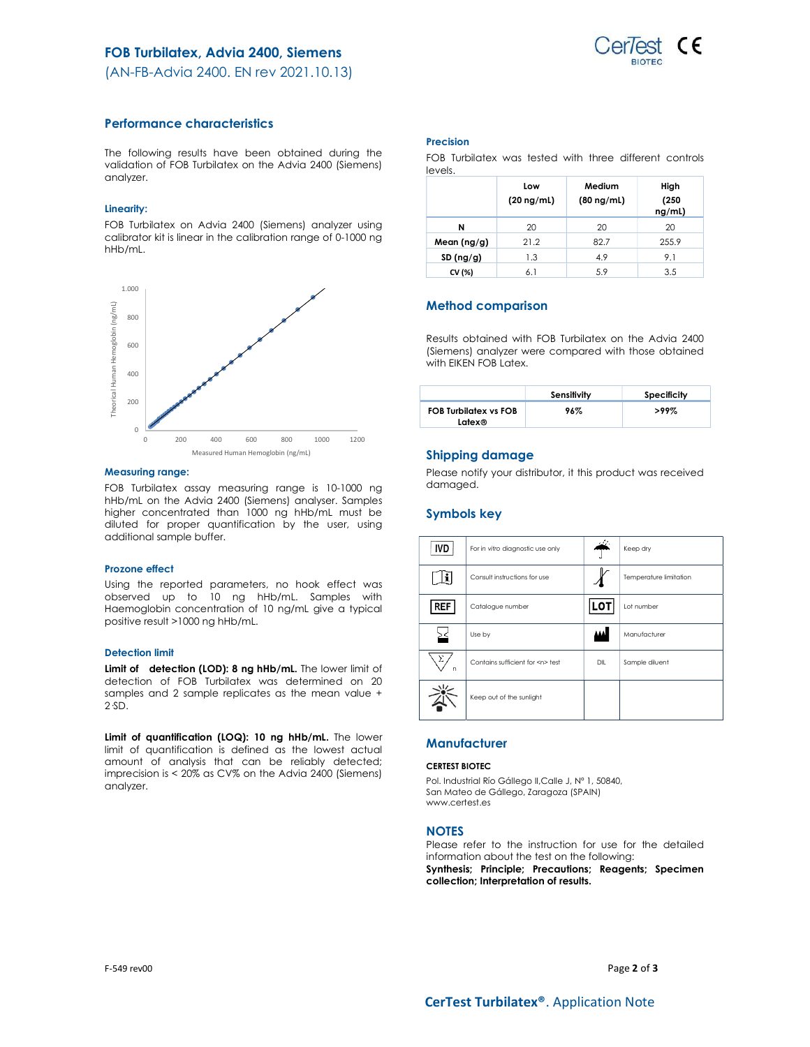# FOB Turbilatex, Advia 2400, Siemens

(AN-FB-Advia 2400. EN rev 2021.10.13)

## Performance characteristics

The following results have been obtained during the validation of FOB Turbilatex on the Advia 2400 (Siemens) analyzer.

### Linearity:

FOB Turbilatex on Advia 2400 (Siemens) analyzer using calibrator kit is linear in the calibration range of 0-1000 ng hHb/mL.

### Measuring range:

FOB Turbilatex assay measuring range is 10-1000 ng hHb/mL on the Advia 2400 (Siemens) analyser. Samples higher concentrated than 1000 ng hHb/mL must be diluted for proper quantification by the user, using additional sample buffer.

### Prozone effect

Using the reported parameters, no hook effect was observed up to 10 ng hHb/mL. Samples with Haemoglobin concentration of 10 ng/mL give a typical positive result >1000 ng hHb/mL.

### Detection limit

**Limit of detection (LOD): 8 ng hHb/mL.** The lower limit of detection of FOB Turbilatex was determined on 20 samples and 2 sample replicates as the mean value + 2·SD.

**Limit of quantification (LOQ): 10 ng hHb/mL.** The lower limit of quantification is defined as the lowest actual amount of analysis that can be reliably detected; imprecision is < 20% as CV% on the Advia 2400 (Siemens) analyzer.

### Precision

FOB Turbilatex was tested with three different controls levels.

| | Low (20 ng/mL) | Medium (80 ng/mL) | High (250 ng/mL) |
|---|---|---|---|
| **N** | 20 | 20 | 20 |
| **Mean (ng/g)** | 21.2 | 82.7 | 255.9 |
| **SD (ng/g)** | 1.3 | 4.9 | 9.1 |
| **CV (%)** | 6.1 | 5.9 | 3.5 |

## Method comparison

Results obtained with FOB Turbilatex on the Advia 2400 (Siemens) analyzer were compared with those obtained with EIKEN FOB Latex.

| | Sensitivity | Specificity |
|---|---|---|
| **FOB Turbilatex vs FOB Latex®** | 96% | >99% |

## Shipping damage

Please notify your distributor, it this product was received damaged.

## Symbols key

| Symbol | Meaning | Symbol | Meaning |
|---|---|---|---|
| IVD | For in vitro diagnostic use only | | Keep dry |
| | Consult instructions for use | | Temperature limitation |
| REF | Catalogue number | LOT | Lot number |
| | Use by | | Manufacturer |
| | Contains sufficient for <n> test | DIL | Sample diluent |
| | Keep out of the sunlight | | |

## Manufacturer

**CERTEST BIOTEC**

Pol. Industrial Río Gállego II,Calle J, Nº 1, 50840,
San Mateo de Gállego, Zaragoza (SPAIN)
www.certest.es

## NOTES

Please refer to the instruction for use for the detailed information about the test on the following:
**Synthesis; Principle; Precautions; Reagents; Specimen collection; Interpretation of results.**

F-549 rev00

**CerTest Turbilatex®**. Application Note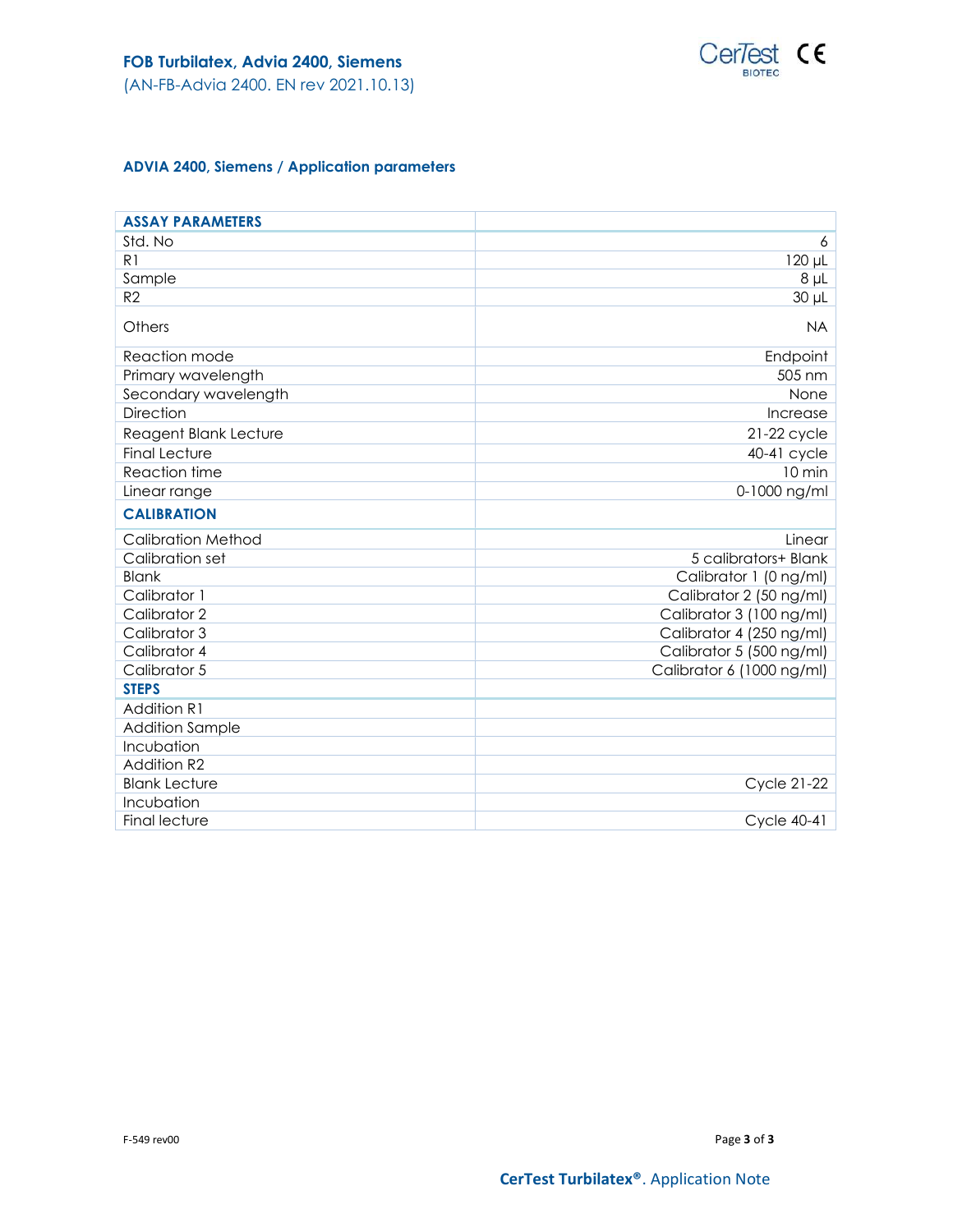## FOB Turbilatex, Advia 2400, Siemens

(AN-FB-Advia 2400. EN rev 2021.10.13)

### ADVIA 2400, Siemens / Application parameters

| **ASSAY PARAMETERS** | |
|---|---|
| Std. No | 6 |
| R1 | 120 µL |
| Sample | 8 µL |
| R2 | 30 µL |
| Others | NA |
| Reaction mode | Endpoint |
| Primary wavelength | 505 nm |
| Secondary wavelength | None |
| Direction | Increase |
| Reagent Blank Lecture | 21-22 cycle |
| Final Lecture | 40-41 cycle |
| Reaction time | 10 min |
| Linear range | 0-1000 ng/ml |
| **CALIBRATION** | |
| Calibration Method | Linear |
| Calibration set | 5 calibrators+ Blank |
| Blank | Calibrator 1 (0 ng/ml) |
| Calibrator 1 | Calibrator 2 (50 ng/ml) |
| Calibrator 2 | Calibrator 3 (100 ng/ml) |
| Calibrator 3 | Calibrator 4 (250 ng/ml) |
| Calibrator 4 | Calibrator 5 (500 ng/ml) |
| Calibrator 5 | Calibrator 6 (1000 ng/ml) |
| **STEPS** | |
| Addition R1 | |
| Addition Sample | |
| Incubation | |
| Addition R2 | |
| Blank Lecture | Cycle 21-22 |
| Incubation | |
| Final lecture | Cycle 40-41 |

F-549 rev00

**CerTest Turbilatex®**. Application Note